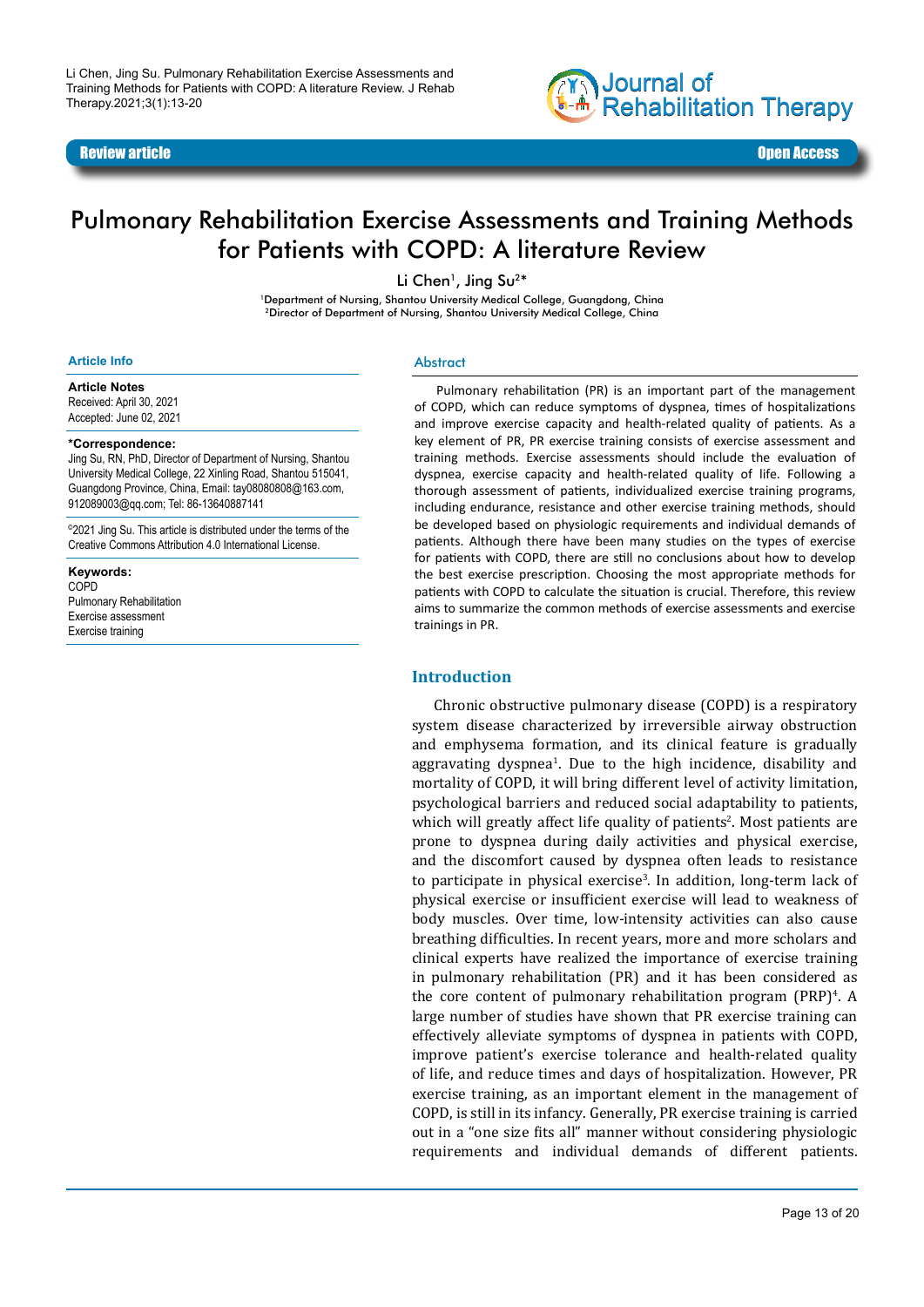Li Chen, Jing Su. Pulmonary Rehabilitation Exercise Assessments and Training Methods for Patients with COPD: A literature Review. J Rehab Therapy.2021;3(1):13-20

Review article | Open Access

# Pulmonary Rehabilitation Exercise Assessments and Training Methods for Patients with COPD: A literature Review

Li Chen[1], Jing Su[2]*

[1]Department of Nursing, Shantou University Medical College, Guangdong, China
[2]Director of Department of Nursing, Shantou University Medical College, China

## Article Info

**Article Notes**
Received: April 30, 2021
Accepted: June 02, 2021

***Correspondence:**
Jing Su, RN, PhD, Director of Department of Nursing, Shantou University Medical College, 22 Xinling Road, Shantou 515041, Guangdong Province, China, Email: tay08080808@163.com, 912089003@qq.com; Tel: 86-13640887141

©2021 Jing Su. This article is distributed under the terms of the Creative Commons Attribution 4.0 International License.

**Keywords:**
COPD
Pulmonary Rehabilitation
Exercise assessment
Exercise training

## Abstract

Pulmonary rehabilitation (PR) is an important part of the management of COPD, which can reduce symptoms of dyspnea, times of hospitalizations and improve exercise capacity and health-related quality of patients. As a key element of PR, PR exercise training consists of exercise assessment and training methods. Exercise assessments should include the evaluation of dyspnea, exercise capacity and health-related quality of life. Following a thorough assessment of patients, individualized exercise training programs, including endurance, resistance and other exercise training methods, should be developed based on physiologic requirements and individual demands of patients. Although there have been many studies on the types of exercise for patients with COPD, there are still no conclusions about how to develop the best exercise prescription. Choosing the most appropriate methods for patients with COPD to calculate the situation is crucial. Therefore, this review aims to summarize the common methods of exercise assessments and exercise trainings in PR.

## Introduction

Chronic obstructive pulmonary disease (COPD) is a respiratory system disease characterized by irreversible airway obstruction and emphysema formation, and its clinical feature is gradually aggravating dyspnea[1]. Due to the high incidence, disability and mortality of COPD, it will bring different level of activity limitation, psychological barriers and reduced social adaptability to patients, which will greatly affect life quality of patients[2]. Most patients are prone to dyspnea during daily activities and physical exercise, and the discomfort caused by dyspnea often leads to resistance to participate in physical exercise[3]. In addition, long-term lack of physical exercise or insufficient exercise will lead to weakness of body muscles. Over time, low-intensity activities can also cause breathing difficulties. In recent years, more and more scholars and clinical experts have realized the importance of exercise training in pulmonary rehabilitation (PR) and it has been considered as the core content of pulmonary rehabilitation program (PRP)[4]. A large number of studies have shown that PR exercise training can effectively alleviate symptoms of dyspnea in patients with COPD, improve patient's exercise tolerance and health-related quality of life, and reduce times and days of hospitalization. However, PR exercise training, as an important element in the management of COPD, is still in its infancy. Generally, PR exercise training is carried out in a "one size fits all" manner without considering physiologic requirements and individual demands of different patients.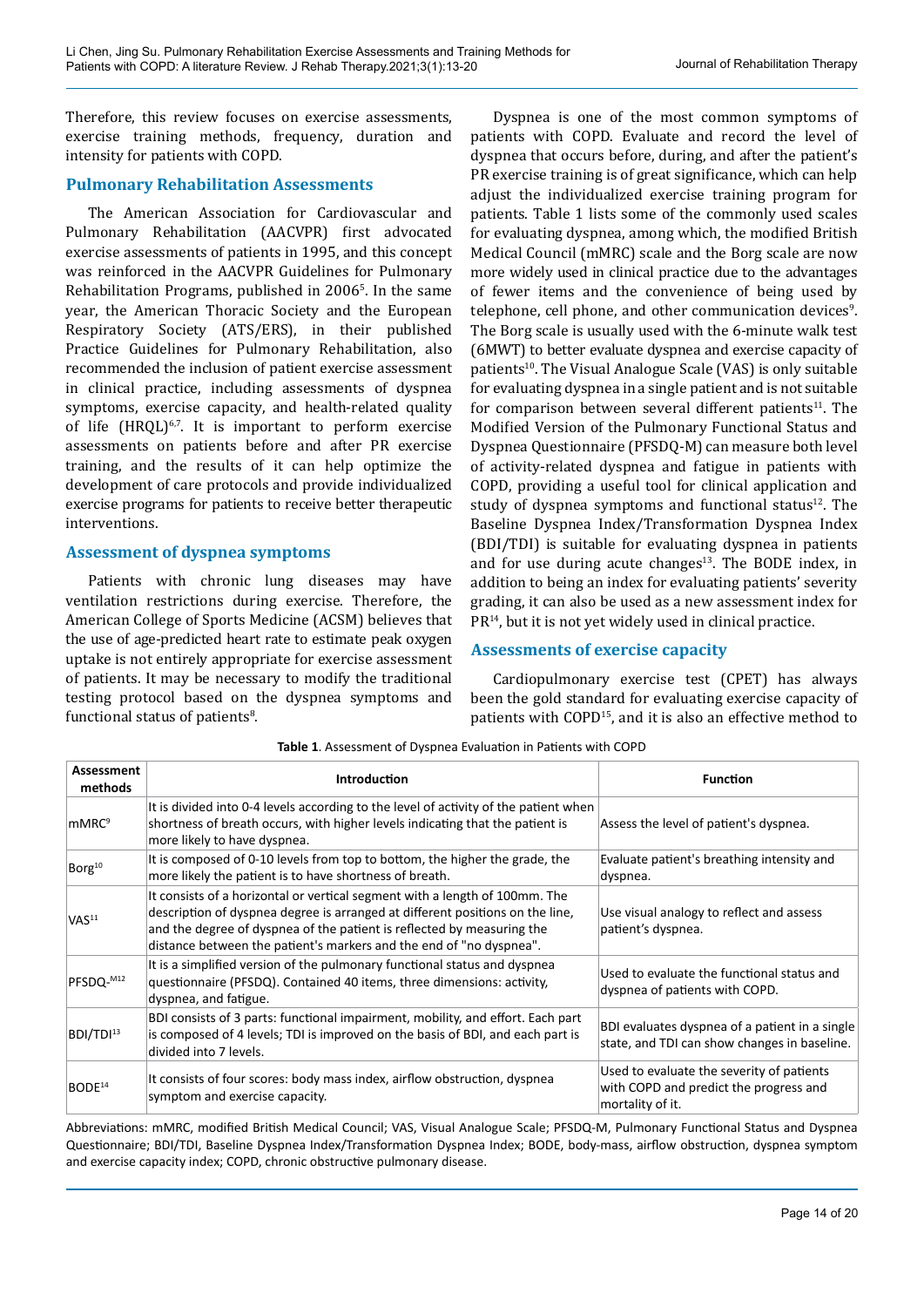Therefore, this review focuses on exercise assessments, exercise training methods, frequency, duration and intensity for patients with COPD.

## Pulmonary Rehabilitation Assessments

The American Association for Cardiovascular and Pulmonary Rehabilitation (AACVPR) first advocated exercise assessments of patients in 1995, and this concept was reinforced in the AACVPR Guidelines for Pulmonary Rehabilitation Programs, published in 2006[5]. In the same year, the American Thoracic Society and the European Respiratory Society (ATS/ERS), in their published Practice Guidelines for Pulmonary Rehabilitation, also recommended the inclusion of patient exercise assessment in clinical practice, including assessments of dyspnea symptoms, exercise capacity, and health-related quality of life (HRQL)[6,7]. It is important to perform exercise assessments on patients before and after PR exercise training, and the results of it can help optimize the development of care protocols and provide individualized exercise programs for patients to receive better therapeutic interventions.

### Assessment of dyspnea symptoms

Patients with chronic lung diseases may have ventilation restrictions during exercise. Therefore, the American College of Sports Medicine (ACSM) believes that the use of age-predicted heart rate to estimate peak oxygen uptake is not entirely appropriate for exercise assessment of patients. It may be necessary to modify the traditional testing protocol based on the dyspnea symptoms and functional status of patients[8].

Dyspnea is one of the most common symptoms of patients with COPD. Evaluate and record the level of dyspnea that occurs before, during, and after the patient's PR exercise training is of great significance, which can help adjust the individualized exercise training program for patients. Table 1 lists some of the commonly used scales for evaluating dyspnea, among which, the modified British Medical Council (mMRC) scale and the Borg scale are now more widely used in clinical practice due to the advantages of fewer items and the convenience of being used by telephone, cell phone, and other communication devices[9]. The Borg scale is usually used with the 6-minute walk test (6MWT) to better evaluate dyspnea and exercise capacity of patients[10]. The Visual Analogue Scale (VAS) is only suitable for evaluating dyspnea in a single patient and is not suitable for comparison between several different patients[11]. The Modified Version of the Pulmonary Functional Status and Dyspnea Questionnaire (PFSDQ-M) can measure both level of activity-related dyspnea and fatigue in patients with COPD, providing a useful tool for clinical application and study of dyspnea symptoms and functional status[12]. The Baseline Dyspnea Index/Transformation Dyspnea Index (BDI/TDI) is suitable for evaluating dyspnea in patients and for use during acute changes[13]. The BODE index, in addition to being an index for evaluating patients' severity grading, it can also be used as a new assessment index for PR[14], but it is not yet widely used in clinical practice.

### Assessments of exercise capacity

Cardiopulmonary exercise test (CPET) has always been the gold standard for evaluating exercise capacity of patients with COPD[15], and it is also an effective method to

**Table 1**. Assessment of Dyspnea Evaluation in Patients with COPD

| Assessment methods | Introduction | Function |
|---|---|---|
| mMRC[9] | It is divided into 0-4 levels according to the level of activity of the patient when shortness of breath occurs, with higher levels indicating that the patient is more likely to have dyspnea. | Assess the level of patient's dyspnea. |
| Borg[10] | It is composed of 0-10 levels from top to bottom, the higher the grade, the more likely the patient is to have shortness of breath. | Evaluate patient's breathing intensity and dyspnea. |
| VAS[11] | It consists of a horizontal or vertical segment with a length of 100mm. The description of dyspnea degree is arranged at different positions on the line, and the degree of dyspnea of the patient is reflected by measuring the distance between the patient's markers and the end of "no dyspnea". | Use visual analogy to reflect and assess patient's dyspnea. |
| PFSDQ-M[12] | It is a simplified version of the pulmonary functional status and dyspnea questionnaire (PFSDQ). Contained 40 items, three dimensions: activity, dyspnea, and fatigue. | Used to evaluate the functional status and dyspnea of patients with COPD. |
| BDI/TDI[13] | BDI consists of 3 parts: functional impairment, mobility, and effort. Each part is composed of 4 levels; TDI is improved on the basis of BDI, and each part is divided into 7 levels. | BDI evaluates dyspnea of a patient in a single state, and TDI can show changes in baseline. |
| BODE[14] | It consists of four scores: body mass index, airflow obstruction, dyspnea symptom and exercise capacity. | Used to evaluate the severity of patients with COPD and predict the progress and mortality of it. |

Abbreviations: mMRC, modified British Medical Council; VAS, Visual Analogue Scale; PFSDQ-M, Pulmonary Functional Status and Dyspnea Questionnaire; BDI/TDI, Baseline Dyspnea Index/Transformation Dyspnea Index; BODE, body-mass, airflow obstruction, dyspnea symptom and exercise capacity index; COPD, chronic obstructive pulmonary disease.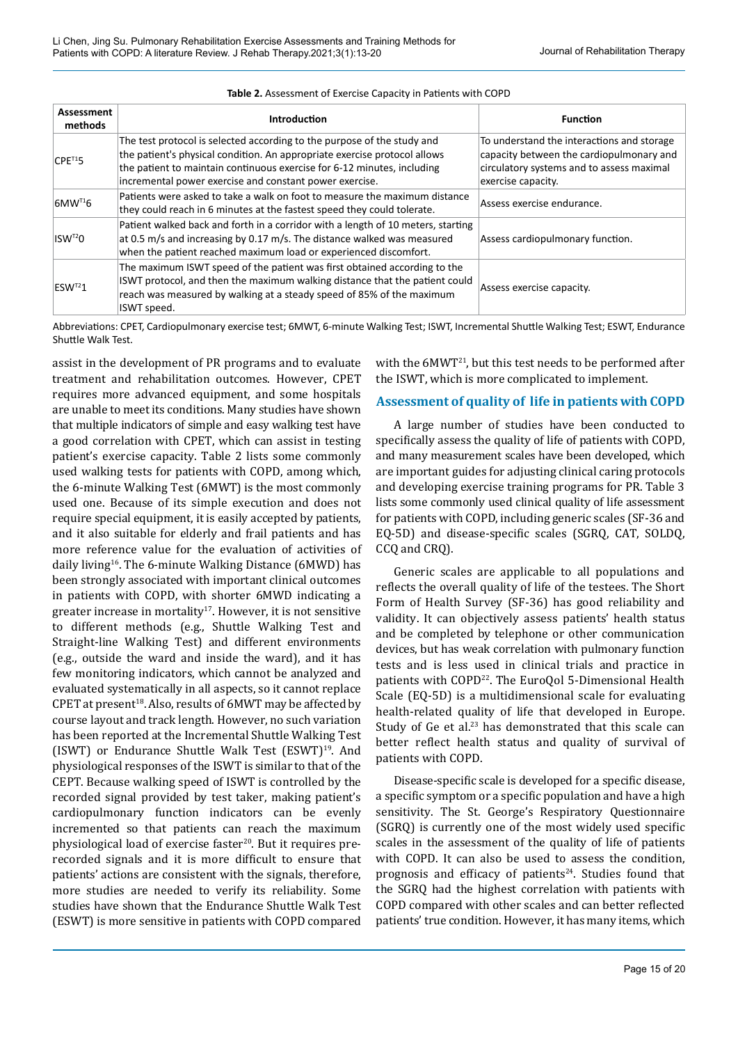**Table 2.** Assessment of Exercise Capacity in Patients with COPD

| Assessment methods | Introduction | Function |
|---|---|---|
| CPET[15] | The test protocol is selected according to the purpose of the study and the patient's physical condition. An appropriate exercise protocol allows the patient to maintain continuous exercise for 6-12 minutes, including incremental power exercise and constant power exercise. | To understand the interactions and storage capacity between the cardiopulmonary and circulatory systems and to assess maximal exercise capacity. |
| 6MWT[16] | Patients were asked to take a walk on foot to measure the maximum distance they could reach in 6 minutes at the fastest speed they could tolerate. | Assess exercise endurance. |
| ISWT[20] | Patient walked back and forth in a corridor with a length of 10 meters, starting at 0.5 m/s and increasing by 0.17 m/s. The distance walked was measured when the patient reached maximum load or experienced discomfort. | Assess cardiopulmonary function. |
| ESWT[21] | The maximum ISWT speed of the patient was first obtained according to the ISWT protocol, and then the maximum walking distance that the patient could reach was measured by walking at a steady speed of 85% of the maximum ISWT speed. | Assess exercise capacity. |

Abbreviations: CPET, Cardiopulmonary exercise test; 6MWT, 6-minute Walking Test; ISWT, Incremental Shuttle Walking Test; ESWT, Endurance Shuttle Walk Test.

assist in the development of PR programs and to evaluate treatment and rehabilitation outcomes. However, CPET requires more advanced equipment, and some hospitals are unable to meet its conditions. Many studies have shown that multiple indicators of simple and easy walking test have a good correlation with CPET, which can assist in testing patient's exercise capacity. Table 2 lists some commonly used walking tests for patients with COPD, among which, the 6-minute Walking Test (6MWT) is the most commonly used one. Because of its simple execution and does not require special equipment, it is easily accepted by patients, and it also suitable for elderly and frail patients and has more reference value for the evaluation of activities of daily living[16]. The 6-minute Walking Distance (6MWD) has been strongly associated with important clinical outcomes in patients with COPD, with shorter 6MWD indicating a greater increase in mortality[17]. However, it is not sensitive to different methods (e.g., Shuttle Walking Test and Straight-line Walking Test) and different environments (e.g., outside the ward and inside the ward), and it has few monitoring indicators, which cannot be analyzed and evaluated systematically in all aspects, so it cannot replace CPET at present[18]. Also, results of 6MWT may be affected by course layout and track length. However, no such variation has been reported at the Incremental Shuttle Walking Test (ISWT) or Endurance Shuttle Walk Test (ESWT)[19]. And physiological responses of the ISWT is similar to that of the CEPT. Because walking speed of ISWT is controlled by the recorded signal provided by test taker, making patient's cardiopulmonary function indicators can be evenly incremented so that patients can reach the maximum physiological load of exercise faster[20]. But it requires pre-recorded signals and it is more difficult to ensure that patients' actions are consistent with the signals, therefore, more studies are needed to verify its reliability. Some studies have shown that the Endurance Shuttle Walk Test (ESWT) is more sensitive in patients with COPD compared with the 6MWT[21], but this test needs to be performed after the ISWT, which is more complicated to implement.

## Assessment of quality of life in patients with COPD

A large number of studies have been conducted to specifically assess the quality of life of patients with COPD, and many measurement scales have been developed, which are important guides for adjusting clinical caring protocols and developing exercise training programs for PR. Table 3 lists some commonly used clinical quality of life assessment for patients with COPD, including generic scales (SF-36 and EQ-5D) and disease-specific scales (SGRQ, CAT, SOLDQ, CCQ and CRQ).

Generic scales are applicable to all populations and reflects the overall quality of life of the testees. The Short Form of Health Survey (SF-36) has good reliability and validity. It can objectively assess patients' health status and be completed by telephone or other communication devices, but has weak correlation with pulmonary function tests and is less used in clinical trials and practice in patients with COPD[22]. The EuroQol 5-Dimensional Health Scale (EQ-5D) is a multidimensional scale for evaluating health-related quality of life that developed in Europe. Study of Ge et al.[23] has demonstrated that this scale can better reflect health status and quality of survival of patients with COPD.

Disease-specific scale is developed for a specific disease, a specific symptom or a specific population and have a high sensitivity. The St. George's Respiratory Questionnaire (SGRQ) is currently one of the most widely used specific scales in the assessment of the quality of life of patients with COPD. It can also be used to assess the condition, prognosis and efficacy of patients[24]. Studies found that the SGRQ had the highest correlation with patients with COPD compared with other scales and can better reflected patients' true condition. However, it has many items, which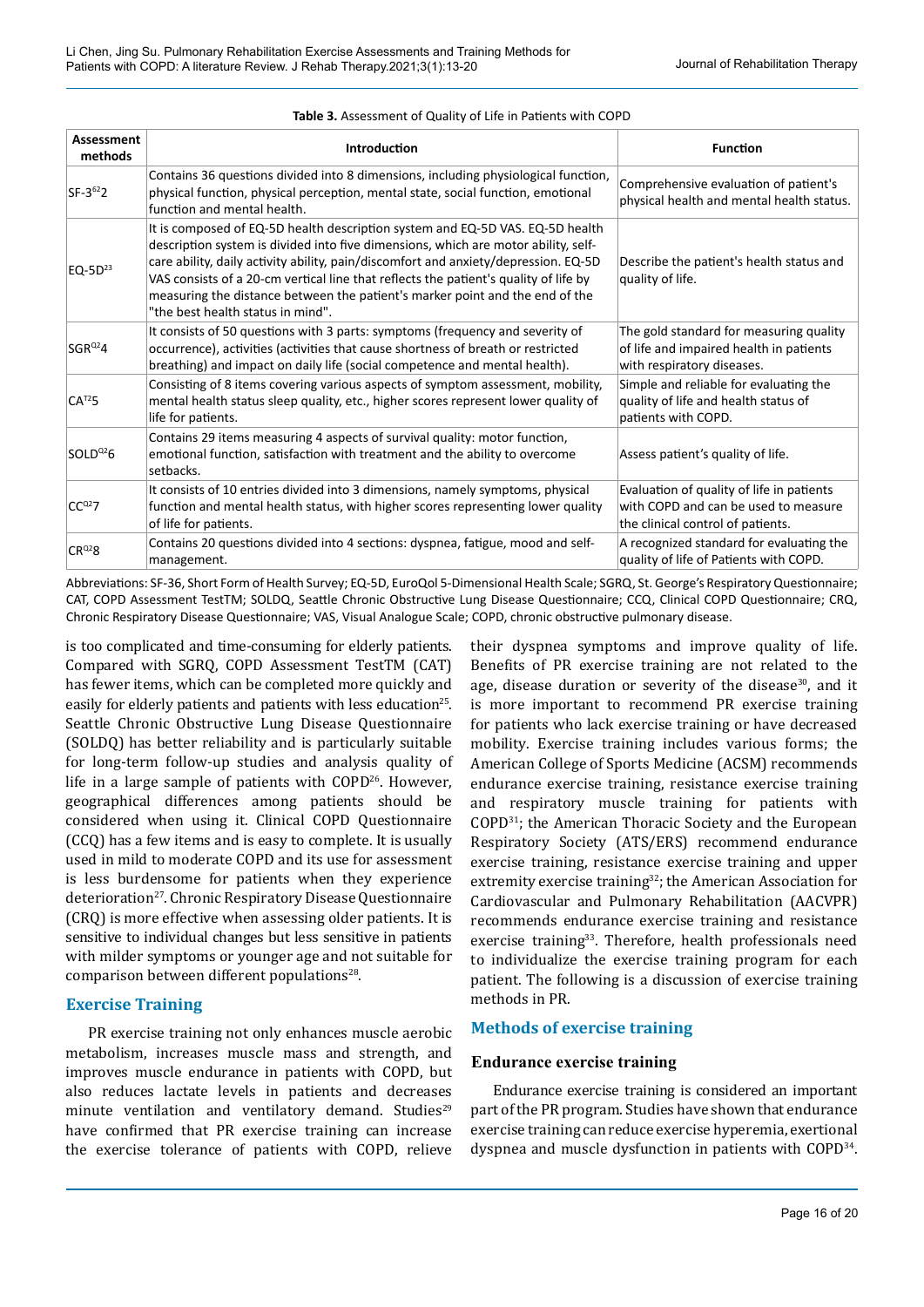**Table 3.** Assessment of Quality of Life in Patients with COPD

| Assessment methods | Introduction | Function |
|---|---|---|
| SF-3[62]2 | Contains 36 questions divided into 8 dimensions, including physiological function, physical function, physical perception, mental state, social function, emotional function and mental health. | Comprehensive evaluation of patient's physical health and mental health status. |
| EQ-5D[23] | It is composed of EQ-5D health description system and EQ-5D VAS. EQ-5D health description system is divided into five dimensions, which are motor ability, self-care ability, daily activity ability, pain/discomfort and anxiety/depression. EQ-5D VAS consists of a 20-cm vertical line that reflects the patient's quality of life by measuring the distance between the patient's marker point and the end of the "the best health status in mind". | Describe the patient's health status and quality of life. |
| SGR[Q2]4 | It consists of 50 questions with 3 parts: symptoms (frequency and severity of occurrence), activities (activities that cause shortness of breath or restricted breathing) and impact on daily life (social competence and mental health). | The gold standard for measuring quality of life and impaired health in patients with respiratory diseases. |
| CA[T2]5 | Consisting of 8 items covering various aspects of symptom assessment, mobility, mental health status sleep quality, etc., higher scores represent lower quality of life for patients. | Simple and reliable for evaluating the quality of life and health status of patients with COPD. |
| SOLD[Q2]6 | Contains 29 items measuring 4 aspects of survival quality: motor function, emotional function, satisfaction with treatment and the ability to overcome setbacks. | Assess patient's quality of life. |
| CC[Q2]7 | It consists of 10 entries divided into 3 dimensions, namely symptoms, physical function and mental health status, with higher scores representing lower quality of life for patients. | Evaluation of quality of life in patients with COPD and can be used to measure the clinical control of patients. |
| CR[Q2]8 | Contains 20 questions divided into 4 sections: dyspnea, fatigue, mood and self-management. | A recognized standard for evaluating the quality of life of Patients with COPD. |

Abbreviations: SF-36, Short Form of Health Survey; EQ-5D, EuroQol 5-Dimensional Health Scale; SGRQ, St. George's Respiratory Questionnaire; CAT, COPD Assessment TestTM; SOLDQ, Seattle Chronic Obstructive Lung Disease Questionnaire; CCQ, Clinical COPD Questionnaire; CRQ, Chronic Respiratory Disease Questionnaire; VAS, Visual Analogue Scale; COPD, chronic obstructive pulmonary disease.

is too complicated and time-consuming for elderly patients. Compared with SGRQ, COPD Assessment TestTM (CAT) has fewer items, which can be completed more quickly and easily for elderly patients and patients with less education[25]. Seattle Chronic Obstructive Lung Disease Questionnaire (SOLDQ) has better reliability and is particularly suitable for long-term follow-up studies and analysis quality of life in a large sample of patients with COPD[26]. However, geographical differences among patients should be considered when using it. Clinical COPD Questionnaire (CCQ) has a few items and is easy to complete. It is usually used in mild to moderate COPD and its use for assessment is less burdensome for patients when they experience deterioration[27]. Chronic Respiratory Disease Questionnaire (CRQ) is more effective when assessing older patients. It is sensitive to individual changes but less sensitive in patients with milder symptoms or younger age and not suitable for comparison between different populations[28].

## Exercise Training

PR exercise training not only enhances muscle aerobic metabolism, increases muscle mass and strength, and improves muscle endurance in patients with COPD, but also reduces lactate levels in patients and decreases minute ventilation and ventilatory demand. Studies[29] have confirmed that PR exercise training can increase the exercise tolerance of patients with COPD, relieve their dyspnea symptoms and improve quality of life. Benefits of PR exercise training are not related to the age, disease duration or severity of the disease[30], and it is more important to recommend PR exercise training for patients who lack exercise training or have decreased mobility. Exercise training includes various forms; the American College of Sports Medicine (ACSM) recommends endurance exercise training, resistance exercise training and respiratory muscle training for patients with COPD[31]; the American Thoracic Society and the European Respiratory Society (ATS/ERS) recommend endurance exercise training, resistance exercise training and upper extremity exercise training[32]; the American Association for Cardiovascular and Pulmonary Rehabilitation (AACVPR) recommends endurance exercise training and resistance exercise training[33]. Therefore, health professionals need to individualize the exercise training program for each patient. The following is a discussion of exercise training methods in PR.

## Methods of exercise training

### Endurance exercise training

Endurance exercise training is considered an important part of the PR program. Studies have shown that endurance exercise training can reduce exercise hyperemia, exertional dyspnea and muscle dysfunction in patients with COPD[34].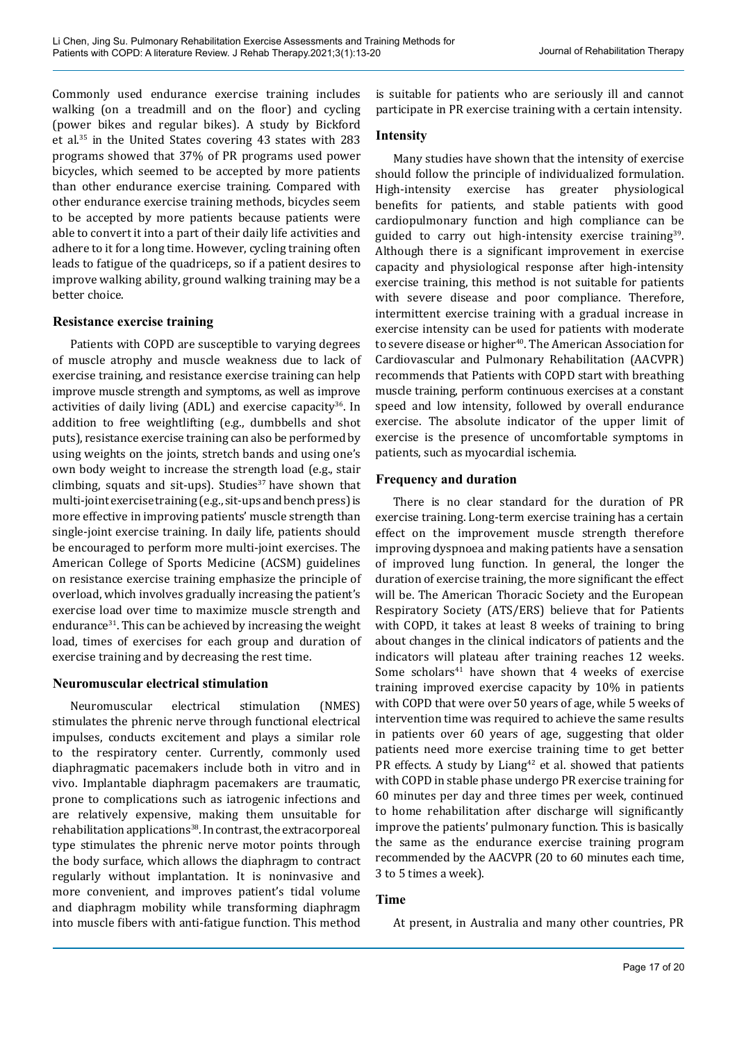Commonly used endurance exercise training includes walking (on a treadmill and on the floor) and cycling (power bikes and regular bikes). A study by Bickford et al.[35] in the United States covering 43 states with 283 programs showed that 37% of PR programs used power bicycles, which seemed to be accepted by more patients than other endurance exercise training. Compared with other endurance exercise training methods, bicycles seem to be accepted by more patients because patients were able to convert it into a part of their daily life activities and adhere to it for a long time. However, cycling training often leads to fatigue of the quadriceps, so if a patient desires to improve walking ability, ground walking training may be a better choice.

### Resistance exercise training

Patients with COPD are susceptible to varying degrees of muscle atrophy and muscle weakness due to lack of exercise training, and resistance exercise training can help improve muscle strength and symptoms, as well as improve activities of daily living (ADL) and exercise capacity[36]. In addition to free weightlifting (e.g., dumbbells and shot puts), resistance exercise training can also be performed by using weights on the joints, stretch bands and using one's own body weight to increase the strength load (e.g., stair climbing, squats and sit-ups). Studies[37] have shown that multi-joint exercise training (e.g., sit-ups and bench press) is more effective in improving patients' muscle strength than single-joint exercise training. In daily life, patients should be encouraged to perform more multi-joint exercises. The American College of Sports Medicine (ACSM) guidelines on resistance exercise training emphasize the principle of overload, which involves gradually increasing the patient's exercise load over time to maximize muscle strength and endurance[31]. This can be achieved by increasing the weight load, times of exercises for each group and duration of exercise training and by decreasing the rest time.

### Neuromuscular electrical stimulation

Neuromuscular electrical stimulation (NMES) stimulates the phrenic nerve through functional electrical impulses, conducts excitement and plays a similar role to the respiratory center. Currently, commonly used diaphragmatic pacemakers include both in vitro and in vivo. Implantable diaphragm pacemakers are traumatic, prone to complications such as iatrogenic infections and are relatively expensive, making them unsuitable for rehabilitation applications[38]. In contrast, the extracorporeal type stimulates the phrenic nerve motor points through the body surface, which allows the diaphragm to contract regularly without implantation. It is noninvasive and more convenient, and improves patient's tidal volume and diaphragm mobility while transforming diaphragm into muscle fibers with anti-fatigue function. This method is suitable for patients who are seriously ill and cannot participate in PR exercise training with a certain intensity.

### Intensity

Many studies have shown that the intensity of exercise should follow the principle of individualized formulation. High-intensity exercise has greater physiological benefits for patients, and stable patients with good cardiopulmonary function and high compliance can be guided to carry out high-intensity exercise training[39]. Although there is a significant improvement in exercise capacity and physiological response after high-intensity exercise training, this method is not suitable for patients with severe disease and poor compliance. Therefore, intermittent exercise training with a gradual increase in exercise intensity can be used for patients with moderate to severe disease or higher[40]. The American Association for Cardiovascular and Pulmonary Rehabilitation (AACVPR) recommends that Patients with COPD start with breathing muscle training, perform continuous exercises at a constant speed and low intensity, followed by overall endurance exercise. The absolute indicator of the upper limit of exercise is the presence of uncomfortable symptoms in patients, such as myocardial ischemia.

### Frequency and duration

There is no clear standard for the duration of PR exercise training. Long-term exercise training has a certain effect on the improvement muscle strength therefore improving dyspnoea and making patients have a sensation of improved lung function. In general, the longer the duration of exercise training, the more significant the effect will be. The American Thoracic Society and the European Respiratory Society (ATS/ERS) believe that for Patients with COPD, it takes at least 8 weeks of training to bring about changes in the clinical indicators of patients and the indicators will plateau after training reaches 12 weeks. Some scholars[41] have shown that 4 weeks of exercise training improved exercise capacity by 10% in patients with COPD that were over 50 years of age, while 5 weeks of intervention time was required to achieve the same results in patients over 60 years of age, suggesting that older patients need more exercise training time to get better PR effects. A study by Liang[42] et al. showed that patients with COPD in stable phase undergo PR exercise training for 60 minutes per day and three times per week, continued to home rehabilitation after discharge will significantly improve the patients' pulmonary function. This is basically the same as the endurance exercise training program recommended by the AACVPR (20 to 60 minutes each time, 3 to 5 times a week).

### Time

At present, in Australia and many other countries, PR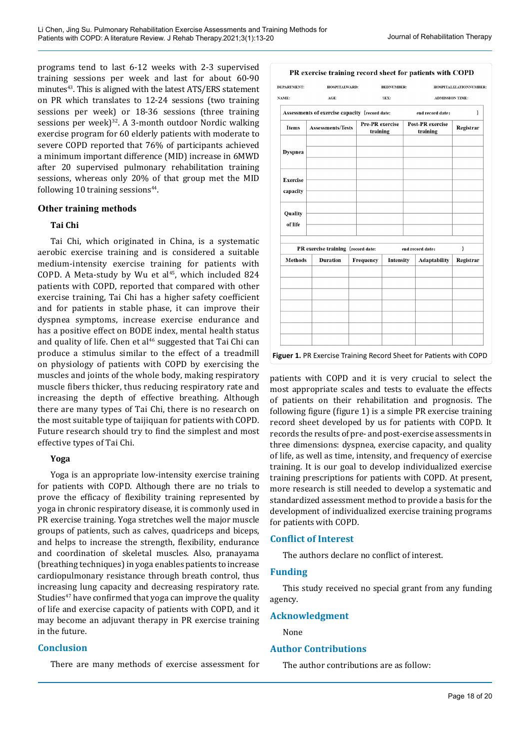programs tend to last 6-12 weeks with 2-3 supervised training sessions per week and last for about 60-90 minutes[43]. This is aligned with the latest ATS/ERS statement on PR which translates to 12-24 sessions (two training sessions per week) or 18-36 sessions (three training sessions per week)[32]. A 3-month outdoor Nordic walking exercise program for 60 elderly patients with moderate to severe COPD reported that 76% of participants achieved a minimum important difference (MID) increase in 6MWD after 20 supervised pulmonary rehabilitation training sessions, whereas only 20% of that group met the MID following 10 training sessions[44].

## Other training methods

### Tai Chi

Tai Chi, which originated in China, is a systematic aerobic exercise training and is considered a suitable medium-intensity exercise training for patients with COPD. A Meta-study by Wu et al[45], which included 824 patients with COPD, reported that compared with other exercise training, Tai Chi has a higher safety coefficient and for patients in stable phase, it can improve their dyspnea symptoms, increase exercise endurance and has a positive effect on BODE index, mental health status and quality of life. Chen et al[46] suggested that Tai Chi can produce a stimulus similar to the effect of a treadmill on physiology of patients with COPD by exercising the muscles and joints of the whole body, making respiratory muscle fibers thicker, thus reducing respiratory rate and increasing the depth of effective breathing. Although there are many types of Tai Chi, there is no research on the most suitable type of taijiquan for patients with COPD. Future research should try to find the simplest and most effective types of Tai Chi.

### Yoga

Yoga is an appropriate low-intensity exercise training for patients with COPD. Although there are no trials to prove the efficacy of flexibility training represented by yoga in chronic respiratory disease, it is commonly used in PR exercise training. Yoga stretches well the major muscle groups of patients, such as calves, quadriceps and biceps, and helps to increase the strength, flexibility, endurance and coordination of skeletal muscles. Also, pranayama (breathing techniques) in yoga enables patients to increase cardiopulmonary resistance through breath control, thus increasing lung capacity and decreasing respiratory rate. Studies[47] have confirmed that yoga can improve the quality of life and exercise capacity of patients with COPD, and it may become an adjuvant therapy in PR exercise training in the future.

## Conclusion

There are many methods of exercise assessment for patients with COPD and it is very crucial to select the most appropriate scales and tests to evaluate the effects of patients on their rehabilitation and prognosis. The following figure (figure 1) is a simple PR exercise training record sheet developed by us for patients with COPD. It records the results of pre- and post-exercise assessments in three dimensions: dyspnea, exercise capacity, and quality of life, as well as time, intensity, and frequency of exercise training. It is our goal to develop individualized exercise training prescriptions for patients with COPD. At present, more research is still needed to develop a systematic and standardized assessment method to provide a basis for the development of individualized exercise training programs for patients with COPD.

**PR exercise training record sheet for patients with COPD**

DEPARTMENT: HOSPITALWARD: BEDNUMBER: HOSPITALIZATIONNUMBER:

NAME: AGE: SEX: ADMISSION TIME:

Assessments of exercise capacity (record date: end record date: )

| Items | Assessments/Tests | Pre-PR exercise training | Post-PR exercise training | Registrar |
|---|---|---|---|---|
| Dyspnea | | | | |
| | | | | |
| | | | | |
| Exercise capacity | | | | |
| | | | | |
| | | | | |
| Quality of life | | | | |
| | | | | |
| | | | | |

PR exercise training (record date: end record date: )

| Methods | Duration | Frequency | Intensity | Adaptability | Registrar |
|---|---|---|---|---|---|
| | | | | | |
| | | | | | |
| | | | | | |
| | | | | | |
| | | | | | |
| | | | | | |
| | | | | | |

**Figuer 1.** PR Exercise Training Record Sheet for Patients with COPD

## Conflict of Interest

The authors declare no conflict of interest.

## Funding

This study received no special grant from any funding agency.

## Acknowledgment

None

## Author Contributions

The author contributions are as follow: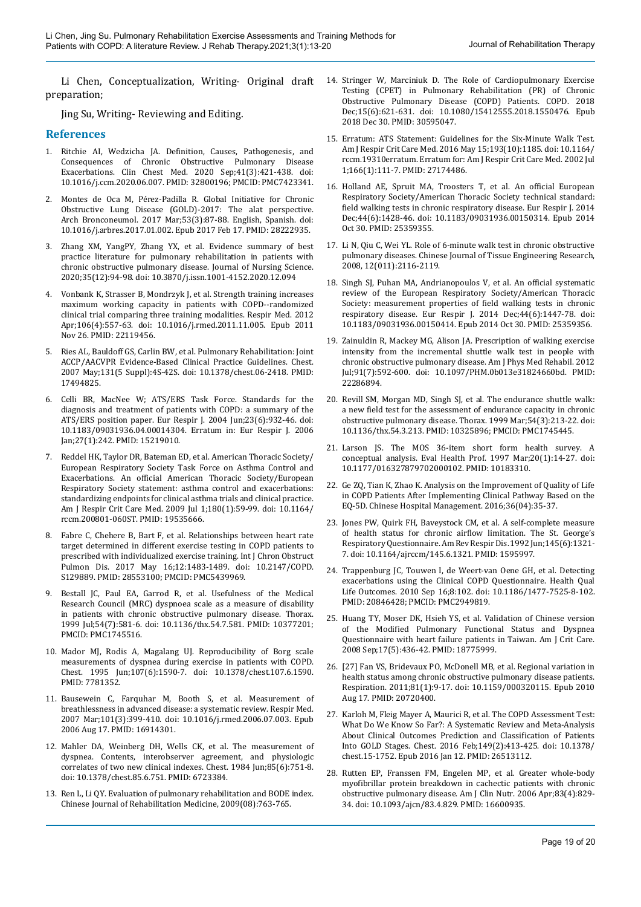Li Chen, Conceptualization, Writing- Original draft preparation;

Jing Su, Writing- Reviewing and Editing.

## References

1. Ritchie AI, Wedzicha JA. Definition, Causes, Pathogenesis, and Consequences of Chronic Obstructive Pulmonary Disease Exacerbations. Clin Chest Med. 2020 Sep;41(3):421-438. doi: 10.1016/j.ccm.2020.06.007. PMID: 32800196; PMCID: PMC7423341.

2. Montes de Oca M, Pérez-Padilla R. Global Initiative for Chronic Obstructive Lung Disease (GOLD)-2017: The alat perspective. Arch Bronconeumol. 2017 Mar;53(3):87-88. English, Spanish. doi: 10.1016/j.arbres.2017.01.002. Epub 2017 Feb 17. PMID: 28222935.

3. Zhang XM, YangPY, Zhang YX, et al. Evidence summary of best practice literature for pulmonary rehabilitation in patients with chronic obstructive pulmonary disease. Journal of Nursing Science. 2020;35(12):94-98. doi: 10.3870/j.issn.1001-4152.2020.12.094

4. Vonbank K, Strasser B, Mondrzyk J, et al. Strength training increases maximum working capacity in patients with COPD--randomized clinical trial comparing three training modalities. Respir Med. 2012 Apr;106(4):557-63. doi: 10.1016/j.rmed.2011.11.005. Epub 2011 Nov 26. PMID: 22119456.

5. Ries AL, Bauldoff GS, Carlin BW, et al. Pulmonary Rehabilitation: Joint ACCP/AACVPR Evidence-Based Clinical Practice Guidelines. Chest. 2007 May;131(5 Suppl):4S-42S. doi: 10.1378/chest.06-2418. PMID: 17494825.

6. Celli BR, MacNee W; ATS/ERS Task Force. Standards for the diagnosis and treatment of patients with COPD: a summary of the ATS/ERS position paper. Eur Respir J. 2004 Jun;23(6):932-46. doi: 10.1183/09031936.04.00014304. Erratum in: Eur Respir J. 2006 Jan;27(1):242. PMID: 15219010.

7. Reddel HK, Taylor DR, Bateman ED, et al. American Thoracic Society/European Respiratory Society Task Force on Asthma Control and Exacerbations. An official American Thoracic Society/European Respiratory Society statement: asthma control and exacerbations: standardizing endpoints for clinical asthma trials and clinical practice. Am J Respir Crit Care Med. 2009 Jul 1;180(1):59-99. doi: 10.1164/rccm.200801-060ST. PMID: 19535666.

8. Fabre C, Chehere B, Bart F, et al. Relationships between heart rate target determined in different exercise testing in COPD patients to prescribed with individualized exercise training. Int J Chron Obstruct Pulmon Dis. 2017 May 16;12:1483-1489. doi: 10.2147/COPD.S129889. PMID: 28553100; PMCID: PMC5439969.

9. Bestall JC, Paul EA, Garrod R, et al. Usefulness of the Medical Research Council (MRC) dyspnoea scale as a measure of disability in patients with chronic obstructive pulmonary disease. Thorax. 1999 Jul;54(7):581-6. doi: 10.1136/thx.54.7.581. PMID: 10377201; PMCID: PMC1745516.

10. Mador MJ, Rodis A, Magalang UJ. Reproducibility of Borg scale measurements of dyspnea during exercise in patients with COPD. Chest. 1995 Jun;107(6):1590-7. doi: 10.1378/chest.107.6.1590. PMID: 7781352.

11. Bausewein C, Farquhar M, Booth S, et al. Measurement of breathlessness in advanced disease: a systematic review. Respir Med. 2007 Mar;101(3):399-410. doi: 10.1016/j.rmed.2006.07.003. Epub 2006 Aug 17. PMID: 16914301.

12. Mahler DA, Weinberg DH, Wells CK, et al. The measurement of dyspnea. Contents, interobserver agreement, and physiologic correlates of two new clinical indexes. Chest. 1984 Jun;85(6):751-8. doi: 10.1378/chest.85.6.751. PMID: 6723384.

13. Ren L, Li QY. Evaluation of pulmonary rehabilitation and BODE index. Chinese Journal of Rehabilitation Medicine, 2009(08):763-765.

14. Stringer W, Marciniuk D. The Role of Cardiopulmonary Exercise Testing (CPET) in Pulmonary Rehabilitation (PR) of Chronic Obstructive Pulmonary Disease (COPD) Patients. COPD. 2018 Dec;15(6):621-631. doi: 10.1080/15412555.2018.1550476. Epub 2018 Dec 30. PMID: 30595047.

15. Erratum: ATS Statement: Guidelines for the Six-Minute Walk Test. Am J Respir Crit Care Med. 2016 May 15;193(10):1185. doi: 10.1164/rccm.19310erratum. Erratum for: Am J Respir Crit Care Med. 2002 Jul 1;166(1):111-7. PMID: 27174486.

16. Holland AE, Spruit MA, Troosters T, et al. An official European Respiratory Society/American Thoracic Society technical standard: field walking tests in chronic respiratory disease. Eur Respir J. 2014 Dec;44(6):1428-46. doi: 10.1183/09031936.00150314. Epub 2014 Oct 30. PMID: 25359355.

17. Li N, Qiu C, Wei YL. Role of 6-minute walk test in chronic obstructive pulmonary diseases. Chinese Journal of Tissue Engineering Research, 2008, 12(011):2116-2119.

18. Singh SJ, Puhan MA, Andrianopoulos V, et al. An official systematic review of the European Respiratory Society/American Thoracic Society: measurement properties of field walking tests in chronic respiratory disease. Eur Respir J. 2014 Dec;44(6):1447-78. doi: 10.1183/09031936.00150414. Epub 2014 Oct 30. PMID: 25359356.

19. Zainuldin R, Mackey MG, Alison JA. Prescription of walking exercise intensity from the incremental shuttle walk test in people with chronic obstructive pulmonary disease. Am J Phys Med Rehabil. 2012 Jul;91(7):592-600. doi: 10.1097/PHM.0b013e31824660bd. PMID: 22286894.

20. Revill SM, Morgan MD, Singh SJ, et al. The endurance shuttle walk: a new field test for the assessment of endurance capacity in chronic obstructive pulmonary disease. Thorax. 1999 Mar;54(3):213-22. doi: 10.1136/thx.54.3.213. PMID: 10325896; PMCID: PMC1745445.

21. Larson JS. The MOS 36-item short form health survey. A conceptual analysis. Eval Health Prof. 1997 Mar;20(1):14-27. doi: 10.1177/016327879702000102. PMID: 10183310.

22. Ge ZQ, Tian K, Zhao K. Analysis on the Improvement of Quality of Life in COPD Patients After Implementing Clinical Pathway Based on the EQ-5D. Chinese Hospital Management. 2016;36(04):35-37.

23. Jones PW, Quirk FH, Baveystock CM, et al. A self-complete measure of health status for chronic airflow limitation. The St. George's Respiratory Questionnaire. Am Rev Respir Dis. 1992 Jun;145(6):1321-7. doi: 10.1164/ajrccm/145.6.1321. PMID: 1595997.

24. Trappenburg JC, Touwen I, de Weert-van Oene GH, et al. Detecting exacerbations using the Clinical COPD Questionnaire. Health Qual Life Outcomes. 2010 Sep 16;8:102. doi: 10.1186/1477-7525-8-102. PMID: 20846428; PMCID: PMC2949819.

25. Huang TY, Moser DK, Hsieh YS, et al. Validation of Chinese version of the Modified Pulmonary Functional Status and Dyspnea Questionnaire with heart failure patients in Taiwan. Am J Crit Care. 2008 Sep;17(5):436-42. PMID: 18775999.

26. [27] Fan VS, Bridevaux PO, McDonell MB, et al. Regional variation in health status among chronic obstructive pulmonary disease patients. Respiration. 2011;81(1):9-17. doi: 10.1159/000320115. Epub 2010 Aug 17. PMID: 20720400.

27. Karloh M, Fleig Mayer A, Maurici R, et al. The COPD Assessment Test: What Do We Know So Far?: A Systematic Review and Meta-Analysis About Clinical Outcomes Prediction and Classification of Patients Into GOLD Stages. Chest. 2016 Feb;149(2):413-425. doi: 10.1378/chest.15-1752. Epub 2016 Jan 12. PMID: 26513112.

28. Rutten EP, Franssen FM, Engelen MP, et al. Greater whole-body myofibrillar protein breakdown in cachectic patients with chronic obstructive pulmonary disease. Am J Clin Nutr. 2006 Apr;83(4):829-34. doi: 10.1093/ajcn/83.4.829. PMID: 16600935.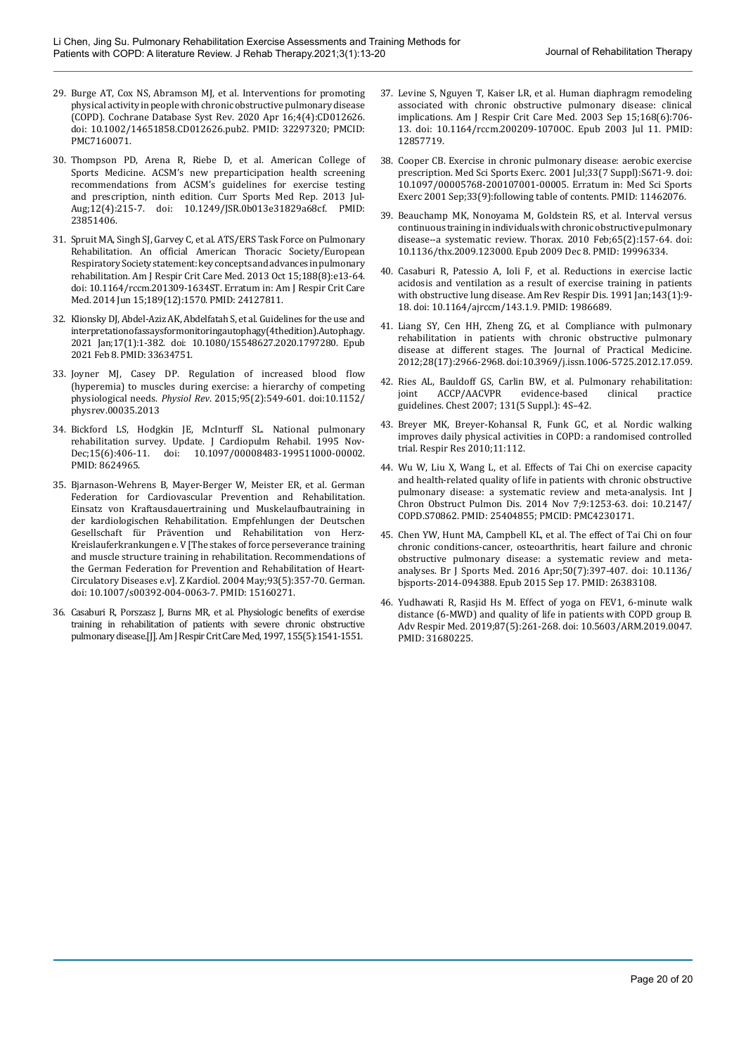29. Burge AT, Cox NS, Abramson MJ, et al. Interventions for promoting physical activity in people with chronic obstructive pulmonary disease (COPD). Cochrane Database Syst Rev. 2020 Apr 16;4(4):CD012626. doi: 10.1002/14651858.CD012626.pub2. PMID: 32297320; PMCID: PMC7160071.

30. Thompson PD, Arena R, Riebe D, et al. American College of Sports Medicine. ACSM's new preparticipation health screening recommendations from ACSM's guidelines for exercise testing and prescription, ninth edition. Curr Sports Med Rep. 2013 Jul-Aug;12(4):215-7. doi: 10.1249/JSR.0b013e31829a68cf. PMID: 23851406.

31. Spruit MA, Singh SJ, Garvey C, et al. ATS/ERS Task Force on Pulmonary Rehabilitation. An official American Thoracic Society/European Respiratory Society statement: key concepts and advances in pulmonary rehabilitation. Am J Respir Crit Care Med. 2013 Oct 15;188(8):e13-64. doi: 10.1164/rccm.201309-1634ST. Erratum in: Am J Respir Crit Care Med. 2014 Jun 15;189(12):1570. PMID: 24127811.

32. Klionsky DJ, Abdel-Aziz AK, Abdelfatah S, et al. Guidelines for the use and interpretationofassaysformonitoringautophagy(4thedition).Autophagy. 2021 Jan;17(1):1-382. doi: 10.1080/15548627.2020.1797280. Epub 2021 Feb 8. PMID: 33634751.

33. Joyner MJ, Casey DP. Regulation of increased blood flow (hyperemia) to muscles during exercise: a hierarchy of competing physiological needs. *Physiol Rev*. 2015;95(2):549-601. doi:10.1152/physrev.00035.2013

34. Bickford LS, Hodgkin JE, McInturff SL. National pulmonary rehabilitation survey. Update. J Cardiopulm Rehabil. 1995 Nov-Dec;15(6):406-11. doi: 10.1097/00008483-199511000-00002. PMID: 8624965.

35. Bjarnason-Wehrens B, Mayer-Berger W, Meister ER, et al. German Federation for Cardiovascular Prevention and Rehabilitation. Einsatz von Kraftausdauertraining und Muskelaufbautraining in der kardiologischen Rehabilitation. Empfehlungen der Deutschen Gesellschaft für Prävention und Rehabilitation von Herz-Kreislauferkrankungen e. V [The stakes of force perseverance training and muscle structure training in rehabilitation. Recommendations of the German Federation for Prevention and Rehabilitation of Heart-Circulatory Diseases e.v]. Z Kardiol. 2004 May;93(5):357-70. German. doi: 10.1007/s00392-004-0063-7. PMID: 15160271.

36. Casaburi R, Porszasz J, Burns MR, et al. Physiologic benefits of exercise training in rehabilitation of patients with severe chronic obstructive pulmonary disease.[J]. Am J Respir Crit Care Med, 1997, 155(5):1541-1551.

37. Levine S, Nguyen T, Kaiser LR, et al. Human diaphragm remodeling associated with chronic obstructive pulmonary disease: clinical implications. Am J Respir Crit Care Med. 2003 Sep 15;168(6):706-13. doi: 10.1164/rccm.200209-1070OC. Epub 2003 Jul 11. PMID: 12857719.

38. Cooper CB. Exercise in chronic pulmonary disease: aerobic exercise prescription. Med Sci Sports Exerc. 2001 Jul;33(7 Suppl):S671-9. doi: 10.1097/00005768-200107001-00005. Erratum in: Med Sci Sports Exerc 2001 Sep;33(9):following table of contents. PMID: 11462076.

39. Beauchamp MK, Nonoyama M, Goldstein RS, et al. Interval versus continuous training in individuals with chronic obstructive pulmonary disease--a systematic review. Thorax. 2010 Feb;65(2):157-64. doi: 10.1136/thx.2009.123000. Epub 2009 Dec 8. PMID: 19996334.

40. Casaburi R, Patessio A, Ioli F, et al. Reductions in exercise lactic acidosis and ventilation as a result of exercise training in patients with obstructive lung disease. Am Rev Respir Dis. 1991 Jan;143(1):9-18. doi: 10.1164/ajrccm/143.1.9. PMID: 1986689.

41. Liang SY, Cen HH, Zheng ZG, et al. Compliance with pulmonary rehabilitation in patients with chronic obstructive pulmonary disease at different stages. The Journal of Practical Medicine. 2012;28(17):2966-2968. doi:10.3969/j.issn.1006-5725.2012.17.059.

42. Ries AL, Bauldoff GS, Carlin BW, et al. Pulmonary rehabilitation: joint ACCP/AACVPR evidence-based clinical practice guidelines. Chest 2007; 131(5 Suppl.): 4S–42.

43. Breyer MK, Breyer-Kohansal R, Funk GC, et al. Nordic walking improves daily physical activities in COPD: a randomised controlled trial. Respir Res 2010;11:112.

44. Wu W, Liu X, Wang L, et al. Effects of Tai Chi on exercise capacity and health-related quality of life in patients with chronic obstructive pulmonary disease: a systematic review and meta-analysis. Int J Chron Obstruct Pulmon Dis. 2014 Nov 7;9:1253-63. doi: 10.2147/COPD.S70862. PMID: 25404855; PMCID: PMC4230171.

45. Chen YW, Hunt MA, Campbell KL, et al. The effect of Tai Chi on four chronic conditions-cancer, osteoarthritis, heart failure and chronic obstructive pulmonary disease: a systematic review and meta-analyses. Br J Sports Med. 2016 Apr;50(7):397-407. doi: 10.1136/bjsports-2014-094388. Epub 2015 Sep 17. PMID: 26383108.

46. Yudhawati R, Rasjid Hs M. Effect of yoga on FEV1, 6-minute walk distance (6-MWD) and quality of life in patients with COPD group B. Adv Respir Med. 2019;87(5):261-268. doi: 10.5603/ARM.2019.0047. PMID: 31680225.